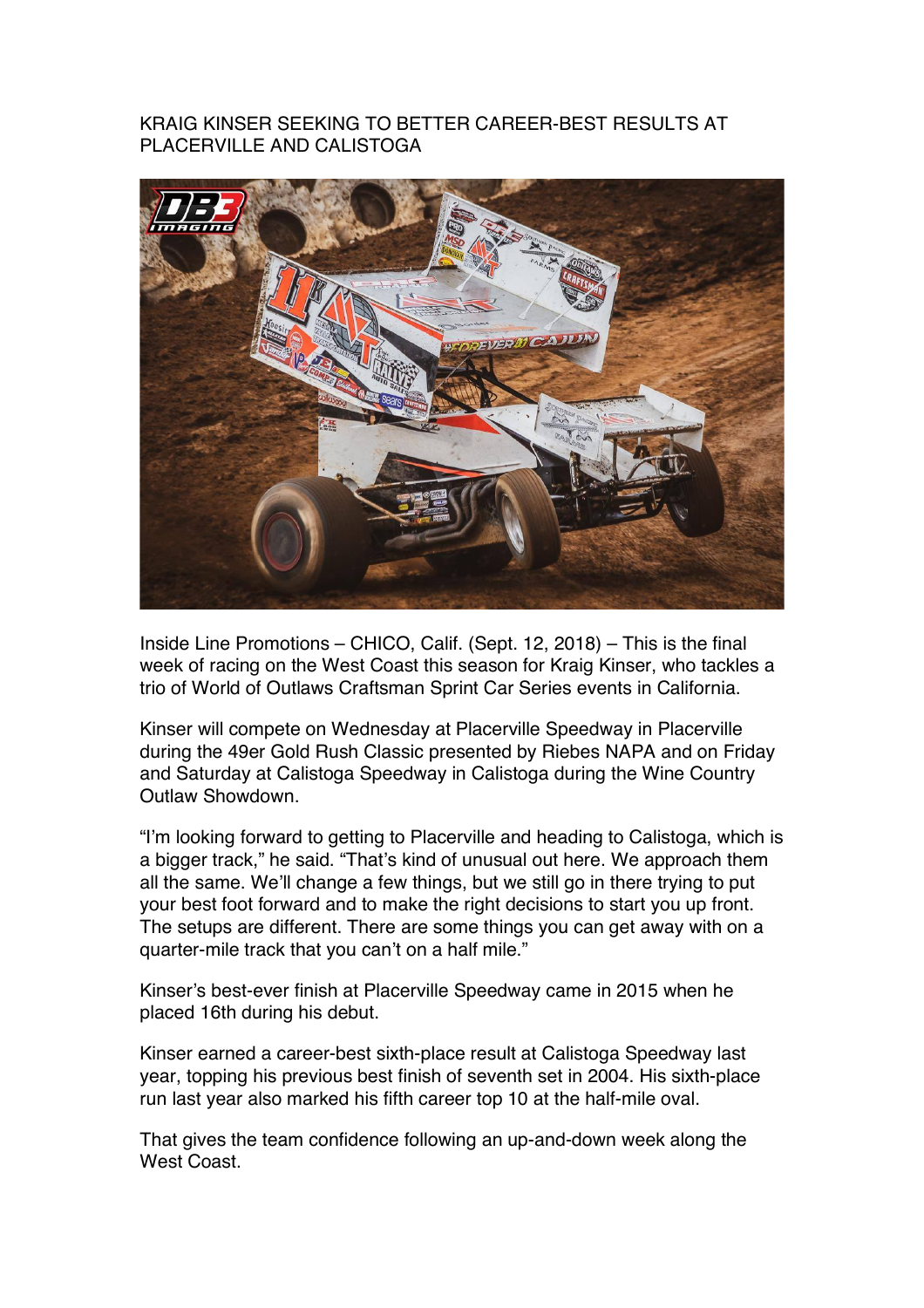# KRAIG KINSER SEEKING TO BETTER CAREER-BEST RESULTS AT PLACERVILLE AND CALISTOGA

Inside Line Promotions – CHICO, Calif. (Sept. 12, 2018) – This is the final week of racing on the West Coast this season for Kraig Kinser, who tackles a trio of World of Outlaws Craftsman Sprint Car Series events in California.

Kinser will compete on Wednesday at Placerville Speedway in Placerville during the 49er Gold Rush Classic presented by Riebes NAPA and on Friday and Saturday at Calistoga Speedway in Calistoga during the Wine Country Outlaw Showdown.

"I'm looking forward to getting to Placerville and heading to Calistoga, which is a bigger track," he said. "That's kind of unusual out here. We approach them all the same. We'll change a few things, but we still go in there trying to put your best foot forward and to make the right decisions to start you up front. The setups are different. There are some things you can get away with on a quarter-mile track that you can't on a half mile."

Kinser's best-ever finish at Placerville Speedway came in 2015 when he placed 16th during his debut.

Kinser earned a career-best sixth-place result at Calistoga Speedway last year, topping his previous best finish of seventh set in 2004. His sixth-place run last year also marked his fifth career top 10 at the half-mile oval.

That gives the team confidence following an up-and-down week along the West Coast.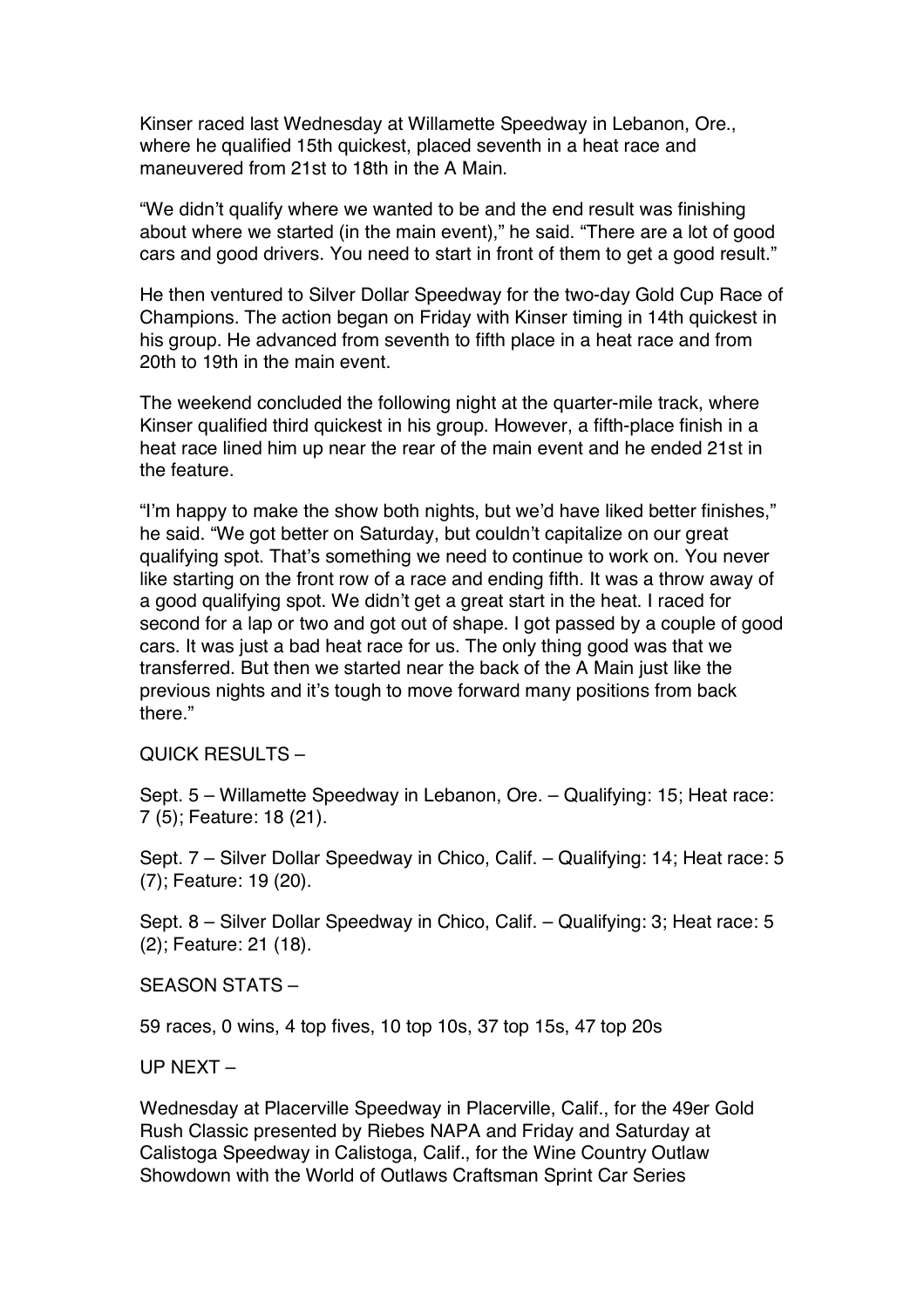Kinser raced last Wednesday at Willamette Speedway in Lebanon, Ore., where he qualified 15th quickest, placed seventh in a heat race and maneuvered from 21st to 18th in the A Main.

"We didn't qualify where we wanted to be and the end result was finishing about where we started (in the main event)," he said. "There are a lot of good cars and good drivers. You need to start in front of them to get a good result."

He then ventured to Silver Dollar Speedway for the two-day Gold Cup Race of Champions. The action began on Friday with Kinser timing in 14th quickest in his group. He advanced from seventh to fifth place in a heat race and from 20th to 19th in the main event.

The weekend concluded the following night at the quarter-mile track, where Kinser qualified third quickest in his group. However, a fifth-place finish in a heat race lined him up near the rear of the main event and he ended 21st in the feature.

"I'm happy to make the show both nights, but we'd have liked better finishes," he said. "We got better on Saturday, but couldn't capitalize on our great qualifying spot. That's something we need to continue to work on. You never like starting on the front row of a race and ending fifth. It was a throw away of a good qualifying spot. We didn't get a great start in the heat. I raced for second for a lap or two and got out of shape. I got passed by a couple of good cars. It was just a bad heat race for us. The only thing good was that we transferred. But then we started near the back of the A Main just like the previous nights and it's tough to move forward many positions from back there."

QUICK RESULTS –

Sept. 5 – Willamette Speedway in Lebanon, Ore. – Qualifying: 15; Heat race: 7 (5); Feature: 18 (21).

Sept. 7 – Silver Dollar Speedway in Chico, Calif. – Qualifying: 14; Heat race: 5 (7); Feature: 19 (20).

Sept. 8 – Silver Dollar Speedway in Chico, Calif. – Qualifying: 3; Heat race: 5 (2); Feature: 21 (18).

SEASON STATS –

59 races, 0 wins, 4 top fives, 10 top 10s, 37 top 15s, 47 top 20s

UP NEXT –

Wednesday at Placerville Speedway in Placerville, Calif., for the 49er Gold Rush Classic presented by Riebes NAPA and Friday and Saturday at Calistoga Speedway in Calistoga, Calif., for the Wine Country Outlaw Showdown with the World of Outlaws Craftsman Sprint Car Series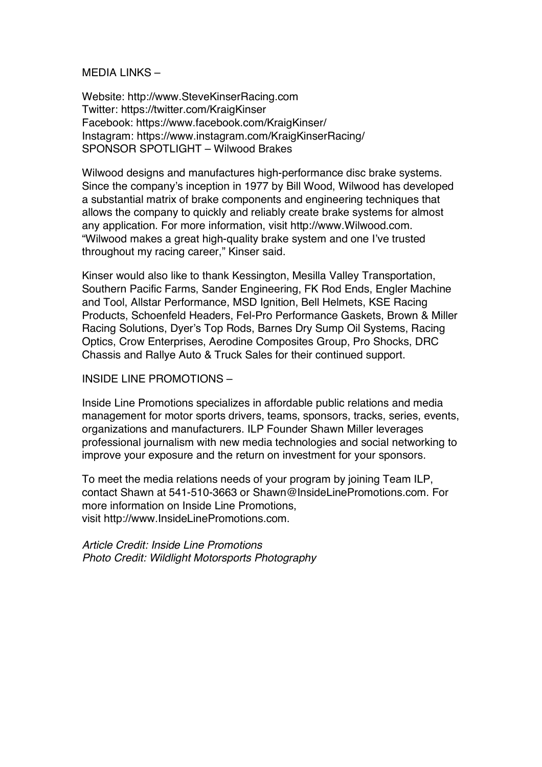MEDIA LINKS –

Website: http://www.SteveKinserRacing.com
Twitter: https://twitter.com/KraigKinser
Facebook: https://www.facebook.com/KraigKinser/
Instagram: https://www.instagram.com/KraigKinserRacing/
SPONSOR SPOTLIGHT – Wilwood Brakes

Wilwood designs and manufactures high-performance disc brake systems. Since the company's inception in 1977 by Bill Wood, Wilwood has developed a substantial matrix of brake components and engineering techniques that allows the company to quickly and reliably create brake systems for almost any application. For more information, visit http://www.Wilwood.com. "Wilwood makes a great high-quality brake system and one I've trusted throughout my racing career," Kinser said.

Kinser would also like to thank Kessington, Mesilla Valley Transportation, Southern Pacific Farms, Sander Engineering, FK Rod Ends, Engler Machine and Tool, Allstar Performance, MSD Ignition, Bell Helmets, KSE Racing Products, Schoenfeld Headers, Fel-Pro Performance Gaskets, Brown & Miller Racing Solutions, Dyer's Top Rods, Barnes Dry Sump Oil Systems, Racing Optics, Crow Enterprises, Aerodine Composites Group, Pro Shocks, DRC Chassis and Rallye Auto & Truck Sales for their continued support.

INSIDE LINE PROMOTIONS –

Inside Line Promotions specializes in affordable public relations and media management for motor sports drivers, teams, sponsors, tracks, series, events, organizations and manufacturers. ILP Founder Shawn Miller leverages professional journalism with new media technologies and social networking to improve your exposure and the return on investment for your sponsors.

To meet the media relations needs of your program by joining Team ILP, contact Shawn at 541-510-3663 or Shawn@InsideLinePromotions.com. For more information on Inside Line Promotions, visit http://www.InsideLinePromotions.com.

*Article Credit: Inside Line Promotions*
*Photo Credit: Wildlight Motorsports Photography*